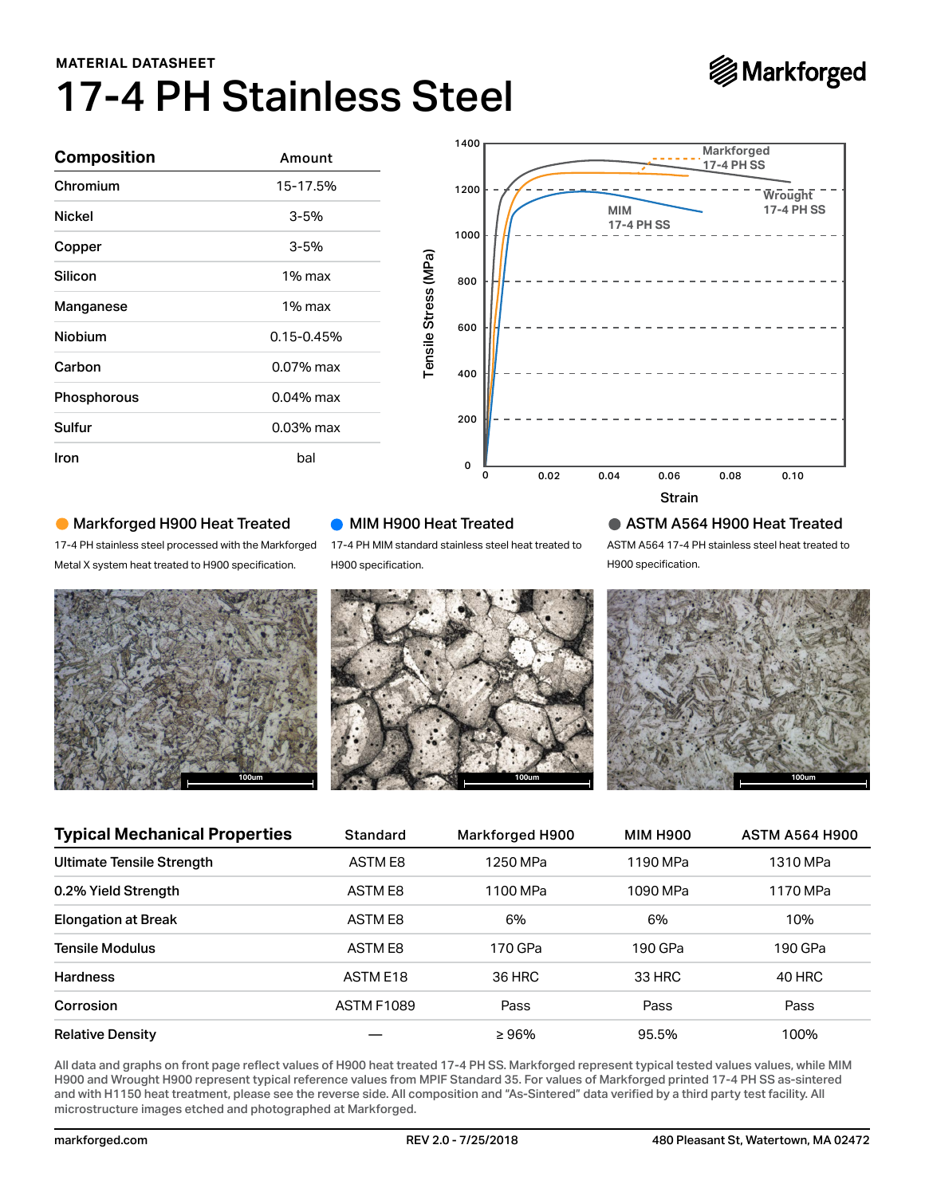MATERIAL DATASHEET

# 17-4 PH Stainless Steel

| Composition | Amount |
|---|---|
| Chromium | 15-17.5% |
| Nickel | 3-5% |
| Copper | 3-5% |
| Silicon | 1% max |
| Manganese | 1% max |
| Niobium | 0.15-0.45% |
| Carbon | 0.07% max |
| Phosphorous | 0.04% max |
| Sulfur | 0.03% max |
| Iron | bal |

### Markforged H900 Heat Treated

17-4 PH stainless steel processed with the Markforged Metal X system heat treated to H900 specification.

### MIM H900 Heat Treated

17-4 PH MIM standard stainless steel heat treated to H900 specification.

### ASTM A564 H900 Heat Treated

ASTM A564 17-4 PH stainless steel heat treated to H900 specification.

| Typical Mechanical Properties | Standard | Markforged H900 | MIM H900 | ASTM A564 H900 |
|---|---|---|---|---|
| Ultimate Tensile Strength | ASTM E8 | 1250 MPa | 1190 MPa | 1310 MPa |
| 0.2% Yield Strength | ASTM E8 | 1100 MPa | 1090 MPa | 1170 MPa |
| Elongation at Break | ASTM E8 | 6% | 6% | 10% |
| Tensile Modulus | ASTM E8 | 170 GPa | 190 GPa | 190 GPa |
| Hardness | ASTM E18 | 36 HRC | 33 HRC | 40 HRC |
| Corrosion | ASTM F1089 | Pass | Pass | Pass |
| Relative Density | — | ≥ 96% | 95.5% | 100% |

All data and graphs on front page reflect values of H900 heat treated 17-4 PH SS. Markforged represent typical tested values values, while MIM H900 and Wrought H900 represent typical reference values from MPIF Standard 35. For values of Markforged printed 17-4 PH SS as-sintered and with H1150 heat treatment, please see the reverse side. All composition and "As-Sintered" data verified by a third party test facility. All microstructure images etched and photographed at Markforged.

markforged.com | REV 2.0 - 7/25/2018 | 480 Pleasant St, Watertown, MA 02472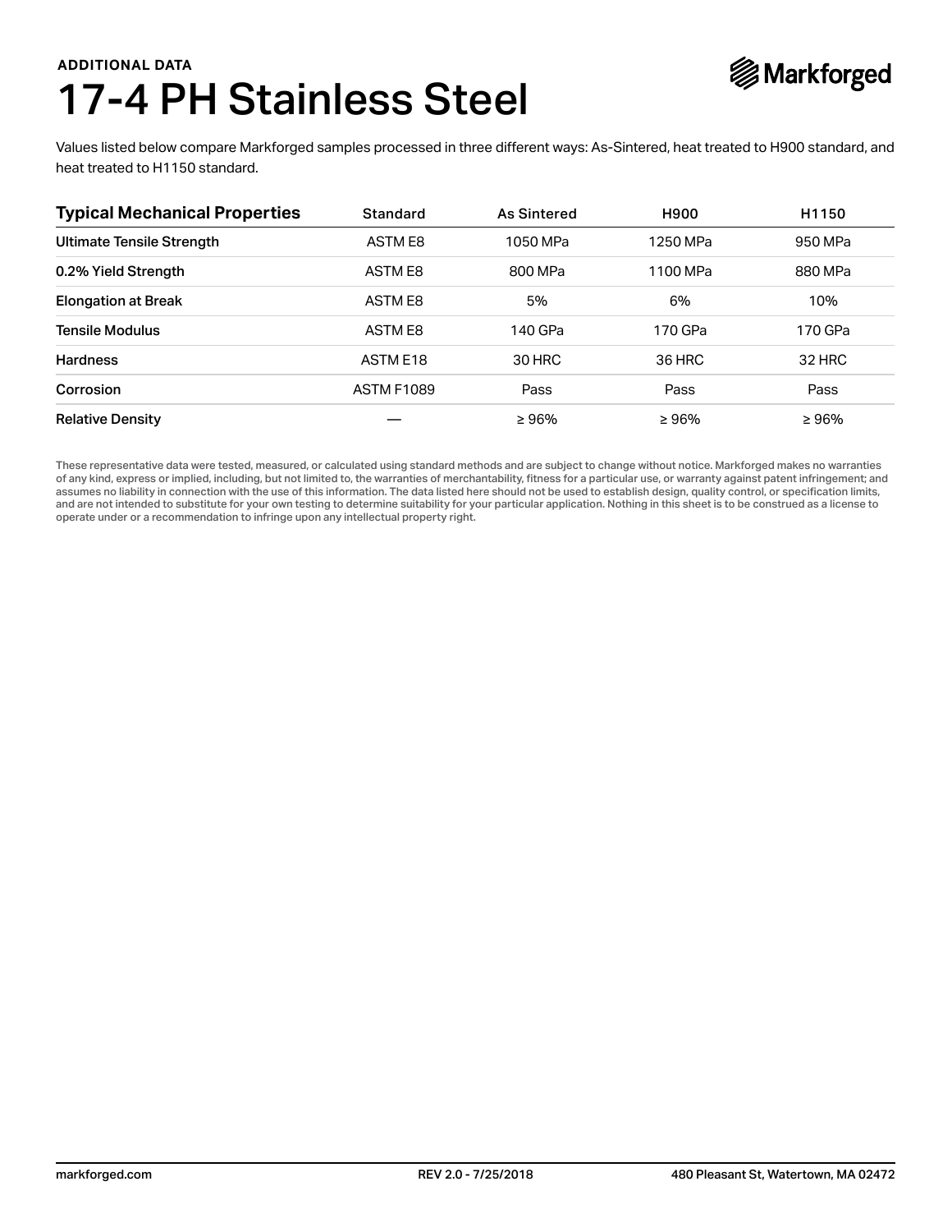ADDITIONAL DATA

# 17-4 PH Stainless Steel

Values listed below compare Markforged samples processed in three different ways: As-Sintered, heat treated to H900 standard, and heat treated to H1150 standard.

| Typical Mechanical Properties | Standard | As Sintered | H900 | H1150 |
|---|---|---|---|---|
| Ultimate Tensile Strength | ASTM E8 | 1050 MPa | 1250 MPa | 950 MPa |
| 0.2% Yield Strength | ASTM E8 | 800 MPa | 1100 MPa | 880 MPa |
| Elongation at Break | ASTM E8 | 5% | 6% | 10% |
| Tensile Modulus | ASTM E8 | 140 GPa | 170 GPa | 170 GPa |
| Hardness | ASTM E18 | 30 HRC | 36 HRC | 32 HRC |
| Corrosion | ASTM F1089 | Pass | Pass | Pass |
| Relative Density | — | ≥ 96% | ≥ 96% | ≥ 96% |

These representative data were tested, measured, or calculated using standard methods and are subject to change without notice. Markforged makes no warranties of any kind, express or implied, including, but not limited to, the warranties of merchantability, fitness for a particular use, or warranty against patent infringement; and assumes no liability in connection with the use of this information. The data listed here should not be used to establish design, quality control, or specification limits, and are not intended to substitute for your own testing to determine suitability for your particular application. Nothing in this sheet is to be construed as a license to operate under or a recommendation to infringe upon any intellectual property right.

markforged.com REV 2.0 - 7/25/2018 480 Pleasant St, Watertown, MA 02472